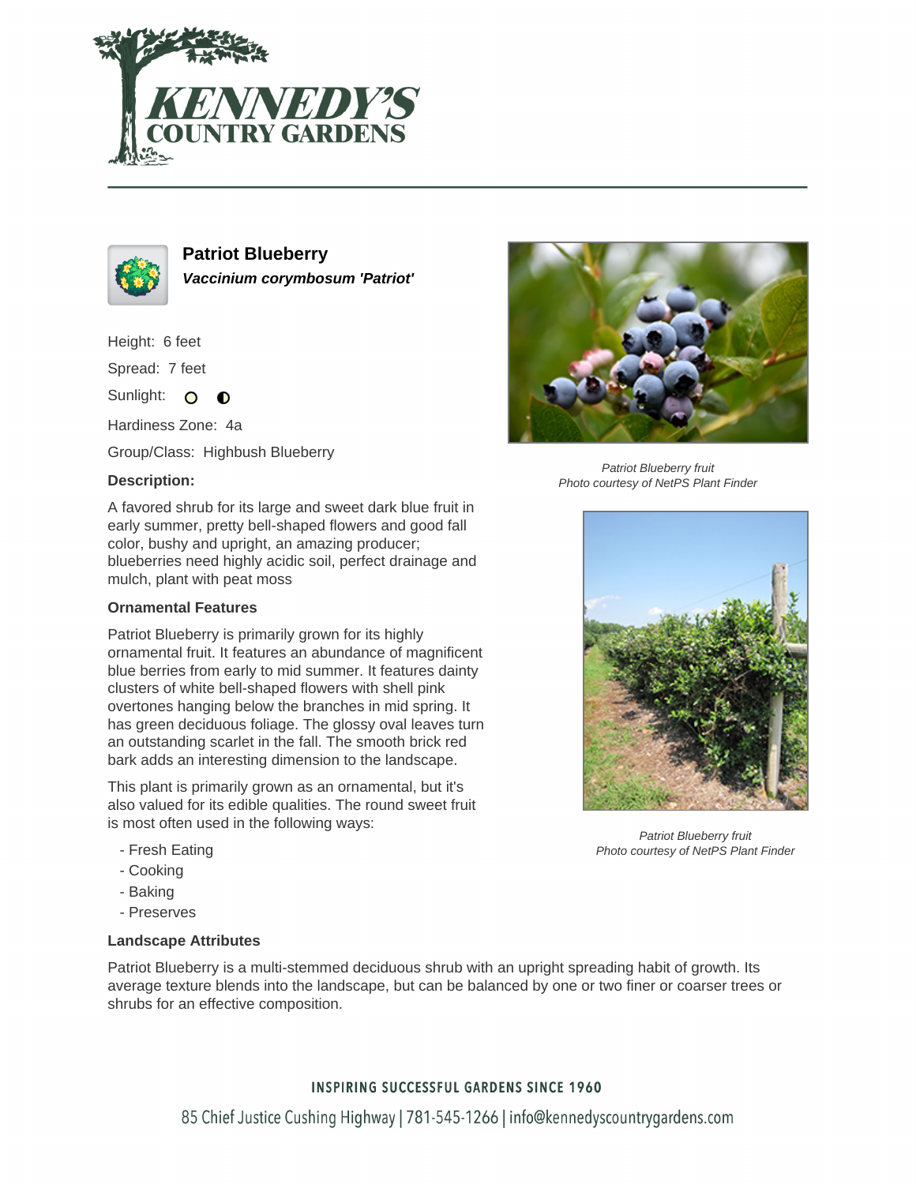# Patriot Blueberry

***Vaccinium corymbosum 'Patriot'***

Height: 6 feet

Spread: 7 feet

Sunlight:

Hardiness Zone: 4a

Group/Class: Highbush Blueberry

### Description:

A favored shrub for its large and sweet dark blue fruit in early summer, pretty bell-shaped flowers and good fall color, bushy and upright, an amazing producer; blueberries need highly acidic soil, perfect drainage and mulch, plant with peat moss

### Ornamental Features

Patriot Blueberry is primarily grown for its highly ornamental fruit. It features an abundance of magnificent blue berries from early to mid summer. It features dainty clusters of white bell-shaped flowers with shell pink overtones hanging below the branches in mid spring. It has green deciduous foliage. The glossy oval leaves turn an outstanding scarlet in the fall. The smooth brick red bark adds an interesting dimension to the landscape.

This plant is primarily grown as an ornamental, but it's also valued for its edible qualities. The round sweet fruit is most often used in the following ways:

- Fresh Eating
- Cooking
- Baking
- Preserves

*Patriot Blueberry fruit*
*Photo courtesy of NetPS Plant Finder*

*Patriot Blueberry fruit*
*Photo courtesy of NetPS Plant Finder*

### Landscape Attributes

Patriot Blueberry is a multi-stemmed deciduous shrub with an upright spreading habit of growth. Its average texture blends into the landscape, but can be balanced by one or two finer or coarser trees or shrubs for an effective composition.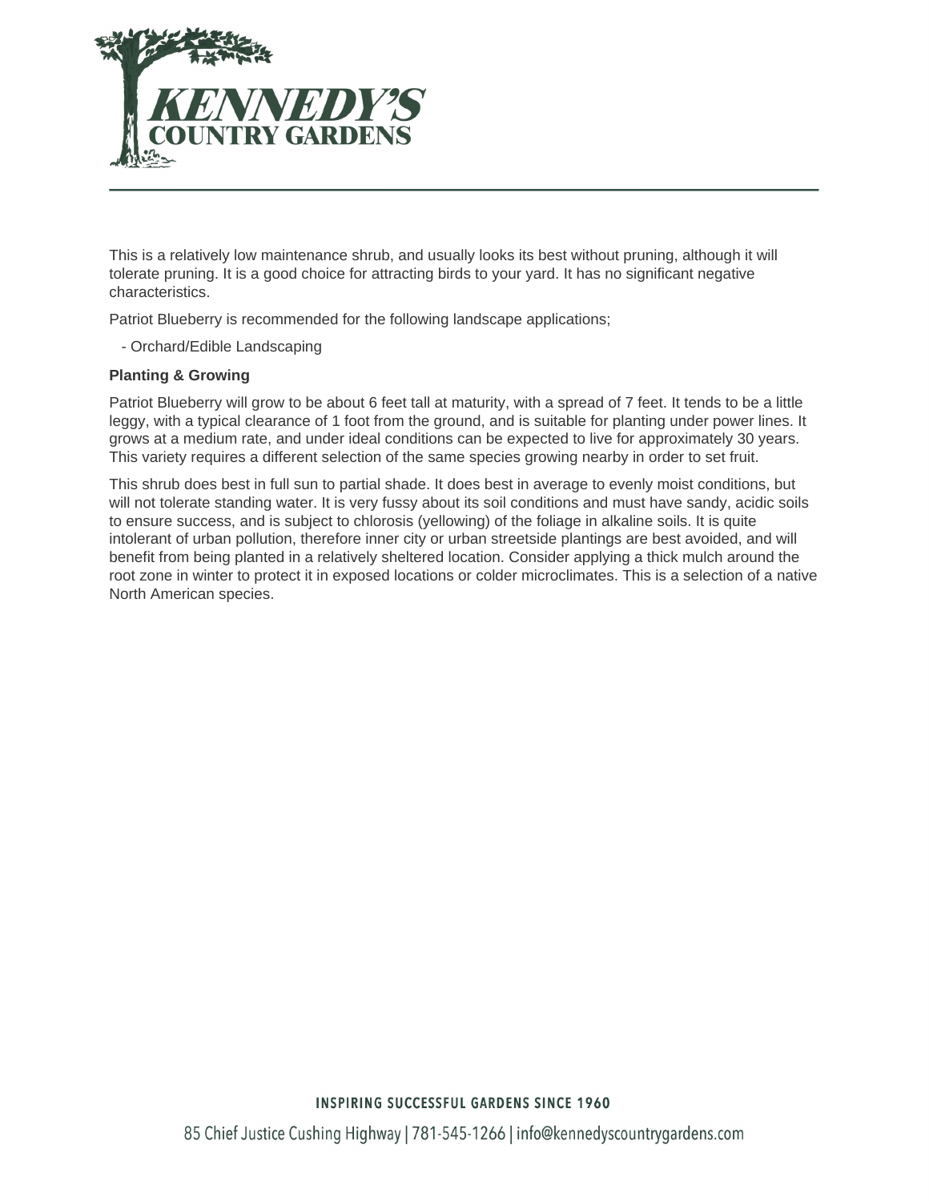This is a relatively low maintenance shrub, and usually looks its best without pruning, although it will tolerate pruning. It is a good choice for attracting birds to your yard. It has no significant negative characteristics.

Patriot Blueberry is recommended for the following landscape applications;

- Orchard/Edible Landscaping

**Planting & Growing**

Patriot Blueberry will grow to be about 6 feet tall at maturity, with a spread of 7 feet. It tends to be a little leggy, with a typical clearance of 1 foot from the ground, and is suitable for planting under power lines. It grows at a medium rate, and under ideal conditions can be expected to live for approximately 30 years. This variety requires a different selection of the same species growing nearby in order to set fruit.

This shrub does best in full sun to partial shade. It does best in average to evenly moist conditions, but will not tolerate standing water. It is very fussy about its soil conditions and must have sandy, acidic soils to ensure success, and is subject to chlorosis (yellowing) of the foliage in alkaline soils. It is quite intolerant of urban pollution, therefore inner city or urban streetside plantings are best avoided, and will benefit from being planted in a relatively sheltered location. Consider applying a thick mulch around the root zone in winter to protect it in exposed locations or colder microclimates. This is a selection of a native North American species.